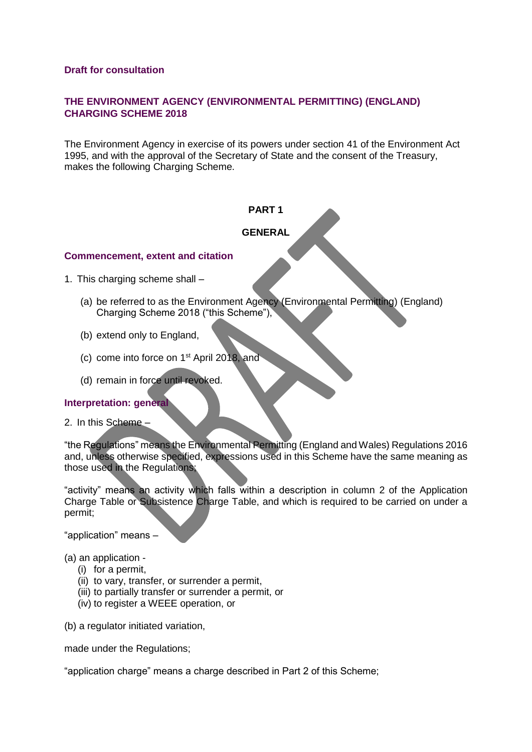**Draft for consultation**

# THE ENVIRONMENT AGENCY (ENVIRONMENTAL PERMITTING) (ENGLAND) CHARGING SCHEME 2018

The Environment Agency in exercise of its powers under section 41 of the Environment Act 1995, and with the approval of the Secretary of State and the consent of the Treasury, makes the following Charging Scheme.

## PART 1

## GENERAL

### Commencement, extent and citation

1. This charging scheme shall –

   (a) be referred to as the Environment Agency (Environmental Permitting) (England) Charging Scheme 2018 ("this Scheme"),

   (b) extend only to England,

   (c) come into force on 1st April 2018, and

   (d) remain in force until revoked.

### Interpretation: general

2. In this Scheme –

"the Regulations" means the Environmental Permitting (England and Wales) Regulations 2016 and, unless otherwise specified, expressions used in this Scheme have the same meaning as those used in the Regulations;

"activity" means an activity which falls within a description in column 2 of the Application Charge Table or Subsistence Charge Table, and which is required to be carried on under a permit;

"application" means –

(a) an application -
   (i) for a permit,
   (ii) to vary, transfer, or surrender a permit,
   (iii) to partially transfer or surrender a permit, or
   (iv) to register a WEEE operation, or

(b) a regulator initiated variation,

made under the Regulations;

"application charge" means a charge described in Part 2 of this Scheme;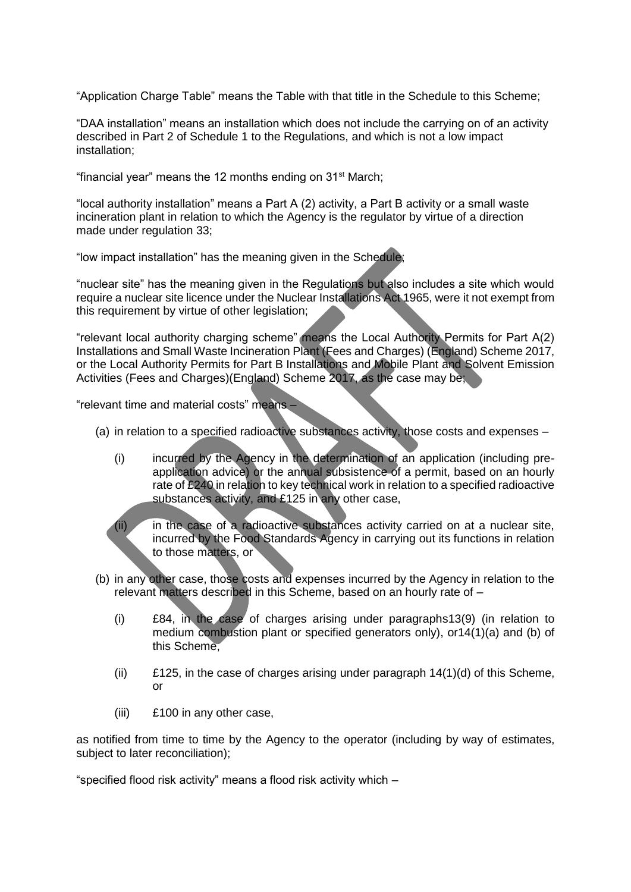"Application Charge Table" means the Table with that title in the Schedule to this Scheme;

"DAA installation" means an installation which does not include the carrying on of an activity described in Part 2 of Schedule 1 to the Regulations, and which is not a low impact installation;

"financial year" means the 12 months ending on 31st March;

"local authority installation" means a Part A (2) activity, a Part B activity or a small waste incineration plant in relation to which the Agency is the regulator by virtue of a direction made under regulation 33;

"low impact installation" has the meaning given in the Schedule;

"nuclear site" has the meaning given in the Regulations but also includes a site which would require a nuclear site licence under the Nuclear Installations Act 1965, were it not exempt from this requirement by virtue of other legislation;

"relevant local authority charging scheme" means the Local Authority Permits for Part A(2) Installations and Small Waste Incineration Plant (Fees and Charges) (England) Scheme 2017, or the Local Authority Permits for Part B Installations and Mobile Plant and Solvent Emission Activities (Fees and Charges)(England) Scheme 2017, as the case may be;

"relevant time and material costs" means –

(a) in relation to a specified radioactive substances activity, those costs and expenses –

  (i) incurred by the Agency in the determination of an application (including pre-application advice) or the annual subsistence of a permit, based on an hourly rate of £240 in relation to key technical work in relation to a specified radioactive substances activity, and £125 in any other case,

  (ii) in the case of a radioactive substances activity carried on at a nuclear site, incurred by the Food Standards Agency in carrying out its functions in relation to those matters, or

(b) in any other case, those costs and expenses incurred by the Agency in relation to the relevant matters described in this Scheme, based on an hourly rate of –

  (i) £84, in the case of charges arising under paragraphs13(9) (in relation to medium combustion plant or specified generators only), or14(1)(a) and (b) of this Scheme,

  (ii) £125, in the case of charges arising under paragraph 14(1)(d) of this Scheme, or

  (iii) £100 in any other case,

as notified from time to time by the Agency to the operator (including by way of estimates, subject to later reconciliation);

"specified flood risk activity" means a flood risk activity which –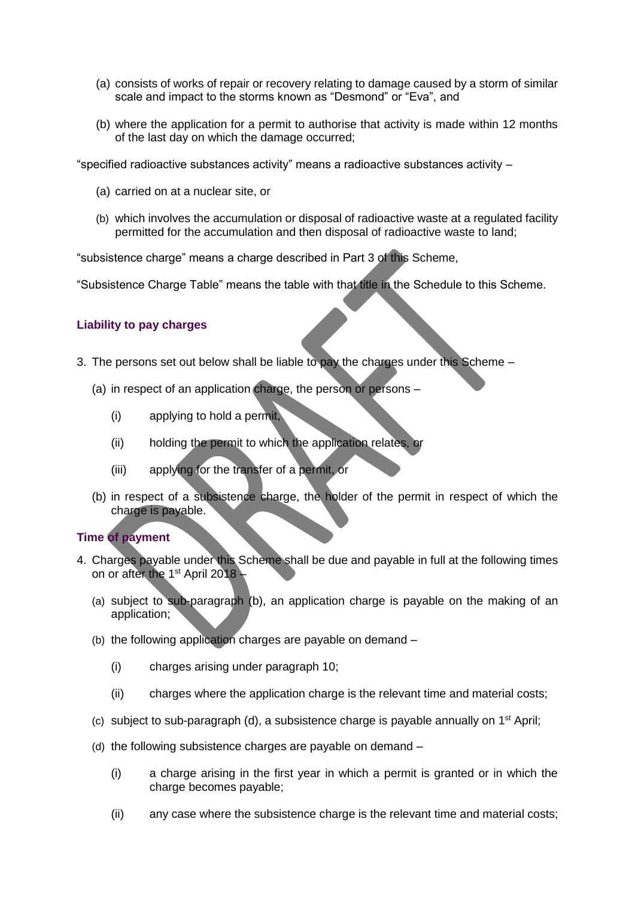(a) consists of works of repair or recovery relating to damage caused by a storm of similar scale and impact to the storms known as "Desmond" or "Eva", and

(b) where the application for a permit to authorise that activity is made within 12 months of the last day on which the damage occurred;

"specified radioactive substances activity" means a radioactive substances activity –

(a) carried on at a nuclear site, or

(b) which involves the accumulation or disposal of radioactive waste at a regulated facility permitted for the accumulation and then disposal of radioactive waste to land;

"subsistence charge" means a charge described in Part 3 of this Scheme,

"Subsistence Charge Table" means the table with that title in the Schedule to this Scheme.

### Liability to pay charges

3. The persons set out below shall be liable to pay the charges under this Scheme –

   (a) in respect of an application charge, the person or persons –

      (i) applying to hold a permit,

      (ii) holding the permit to which the application relates, or

      (iii) applying for the transfer of a permit, or

   (b) in respect of a subsistence charge, the holder of the permit in respect of which the charge is payable.

### Time of payment

4. Charges payable under this Scheme shall be due and payable in full at the following times on or after the 1st April 2018 –

   (a) subject to sub-paragraph (b), an application charge is payable on the making of an application;

   (b) the following application charges are payable on demand –

      (i) charges arising under paragraph 10;

      (ii) charges where the application charge is the relevant time and material costs;

   (c) subject to sub-paragraph (d), a subsistence charge is payable annually on 1st April;

   (d) the following subsistence charges are payable on demand –

      (i) a charge arising in the first year in which a permit is granted or in which the charge becomes payable;

      (ii) any case where the subsistence charge is the relevant time and material costs;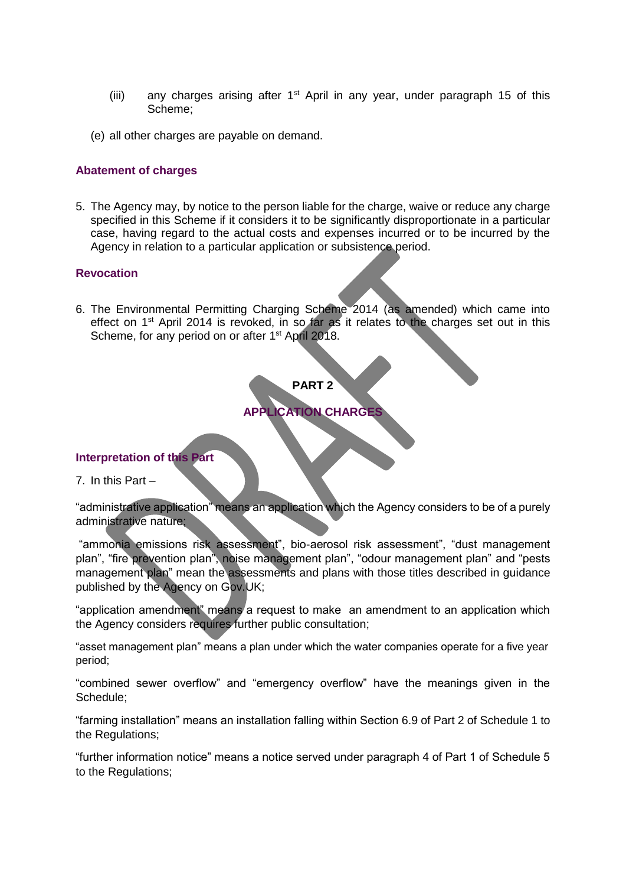(iii) any charges arising after 1st April in any year, under paragraph 15 of this Scheme;

(e) all other charges are payable on demand.

### Abatement of charges

5. The Agency may, by notice to the person liable for the charge, waive or reduce any charge specified in this Scheme if it considers it to be significantly disproportionate in a particular case, having regard to the actual costs and expenses incurred or to be incurred by the Agency in relation to a particular application or subsistence period.

### Revocation

6. The Environmental Permitting Charging Scheme 2014 (as amended) which came into effect on 1st April 2014 is revoked, in so far as it relates to the charges set out in this Scheme, for any period on or after 1st April 2018.

## PART 2

## APPLICATION CHARGES

### Interpretation of this Part

7. In this Part –

"administrative application" means an application which the Agency considers to be of a purely administrative nature;

"ammonia emissions risk assessment", bio-aerosol risk assessment", "dust management plan", "fire prevention plan", noise management plan", "odour management plan" and "pests management plan" mean the assessments and plans with those titles described in guidance published by the Agency on Gov.UK;

"application amendment" means a request to make an amendment to an application which the Agency considers requires further public consultation;

"asset management plan" means a plan under which the water companies operate for a five year period;

"combined sewer overflow" and "emergency overflow" have the meanings given in the Schedule;

"farming installation" means an installation falling within Section 6.9 of Part 2 of Schedule 1 to the Regulations;

"further information notice" means a notice served under paragraph 4 of Part 1 of Schedule 5 to the Regulations;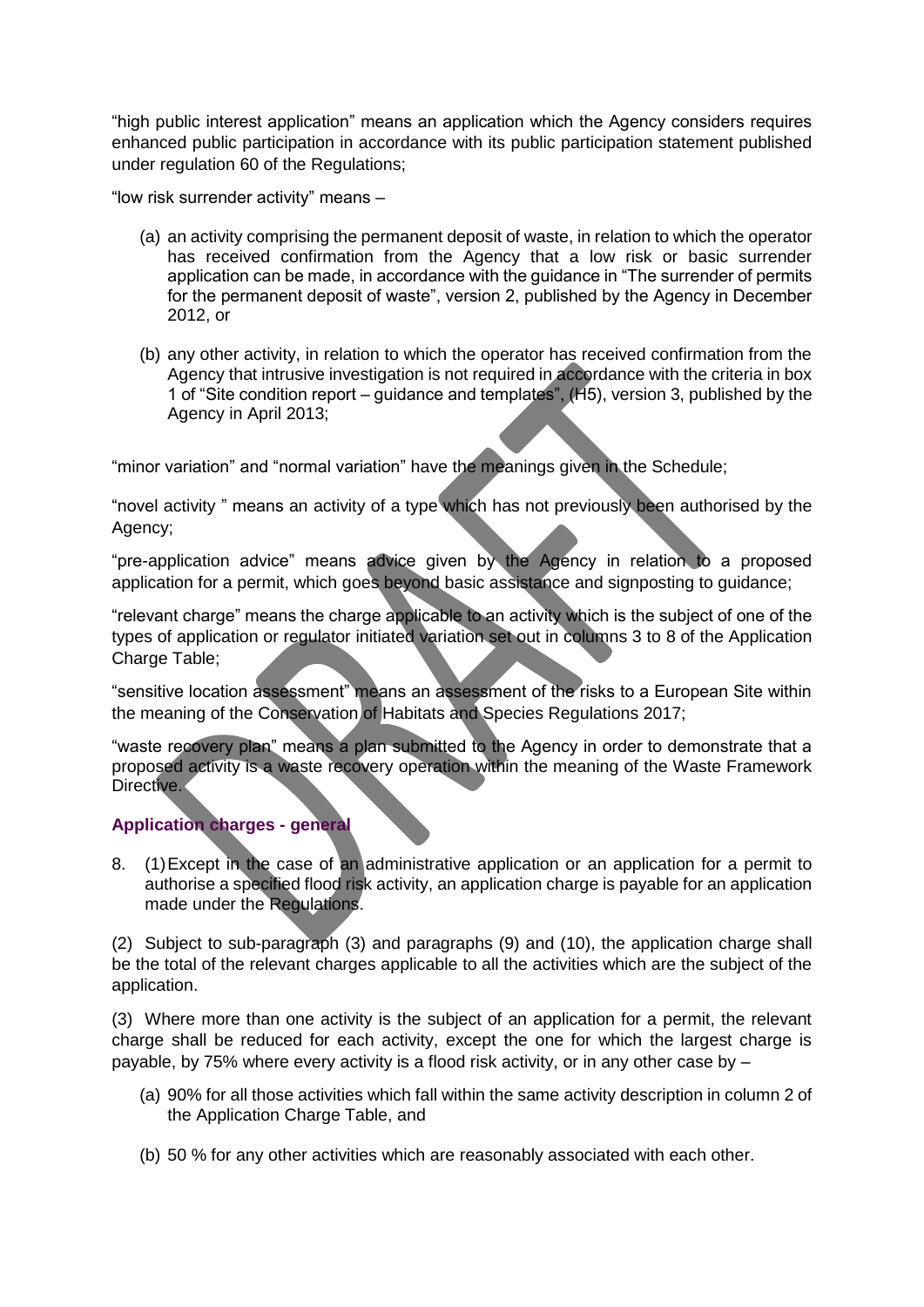"high public interest application" means an application which the Agency considers requires enhanced public participation in accordance with its public participation statement published under regulation 60 of the Regulations;

"low risk surrender activity" means –

(a) an activity comprising the permanent deposit of waste, in relation to which the operator has received confirmation from the Agency that a low risk or basic surrender application can be made, in accordance with the guidance in "The surrender of permits for the permanent deposit of waste", version 2, published by the Agency in December 2012, or

(b) any other activity, in relation to which the operator has received confirmation from the Agency that intrusive investigation is not required in accordance with the criteria in box 1 of "Site condition report – guidance and templates", (H5), version 3, published by the Agency in April 2013;

"minor variation" and "normal variation" have the meanings given in the Schedule;

"novel activity " means an activity of a type which has not previously been authorised by the Agency;

"pre-application advice" means advice given by the Agency in relation to a proposed application for a permit, which goes beyond basic assistance and signposting to guidance;

"relevant charge" means the charge applicable to an activity which is the subject of one of the types of application or regulator initiated variation set out in columns 3 to 8 of the Application Charge Table;

"sensitive location assessment" means an assessment of the risks to a European Site within the meaning of the Conservation of Habitats and Species Regulations 2017;

"waste recovery plan" means a plan submitted to the Agency in order to demonstrate that a proposed activity is a waste recovery operation within the meaning of the Waste Framework Directive.

### Application charges - general

8. (1) Except in the case of an administrative application or an application for a permit to authorise a specified flood risk activity, an application charge is payable for an application made under the Regulations.

(2) Subject to sub-paragraph (3) and paragraphs (9) and (10), the application charge shall be the total of the relevant charges applicable to all the activities which are the subject of the application.

(3) Where more than one activity is the subject of an application for a permit, the relevant charge shall be reduced for each activity, except the one for which the largest charge is payable, by 75% where every activity is a flood risk activity, or in any other case by –

(a) 90% for all those activities which fall within the same activity description in column 2 of the Application Charge Table, and

(b) 50 % for any other activities which are reasonably associated with each other.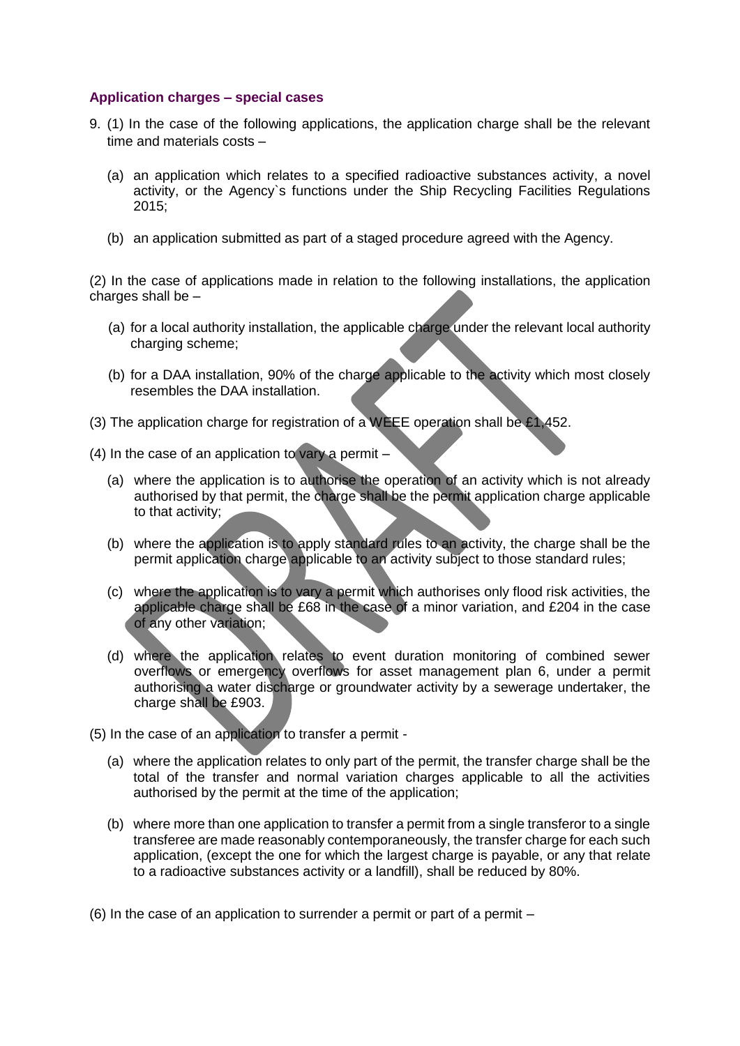### Application charges – special cases

9. (1) In the case of the following applications, the application charge shall be the relevant time and materials costs –

   (a) an application which relates to a specified radioactive substances activity, a novel activity, or the Agency`s functions under the Ship Recycling Facilities Regulations 2015;

   (b) an application submitted as part of a staged procedure agreed with the Agency.

(2) In the case of applications made in relation to the following installations, the application charges shall be –

   (a) for a local authority installation, the applicable charge under the relevant local authority charging scheme;

   (b) for a DAA installation, 90% of the charge applicable to the activity which most closely resembles the DAA installation.

(3) The application charge for registration of a WEEE operation shall be £1,452.

(4) In the case of an application to vary a permit –

   (a) where the application is to authorise the operation of an activity which is not already authorised by that permit, the charge shall be the permit application charge applicable to that activity;

   (b) where the application is to apply standard rules to an activity, the charge shall be the permit application charge applicable to an activity subject to those standard rules;

   (c) where the application is to vary a permit which authorises only flood risk activities, the applicable charge shall be £68 in the case of a minor variation, and £204 in the case of any other variation;

   (d) where the application relates to event duration monitoring of combined sewer overflows or emergency overflows for asset management plan 6, under a permit authorising a water discharge or groundwater activity by a sewerage undertaker, the charge shall be £903.

(5) In the case of an application to transfer a permit -

   (a) where the application relates to only part of the permit, the transfer charge shall be the total of the transfer and normal variation charges applicable to all the activities authorised by the permit at the time of the application;

   (b) where more than one application to transfer a permit from a single transferor to a single transferee are made reasonably contemporaneously, the transfer charge for each such application, (except the one for which the largest charge is payable, or any that relate to a radioactive substances activity or a landfill), shall be reduced by 80%.

(6) In the case of an application to surrender a permit or part of a permit –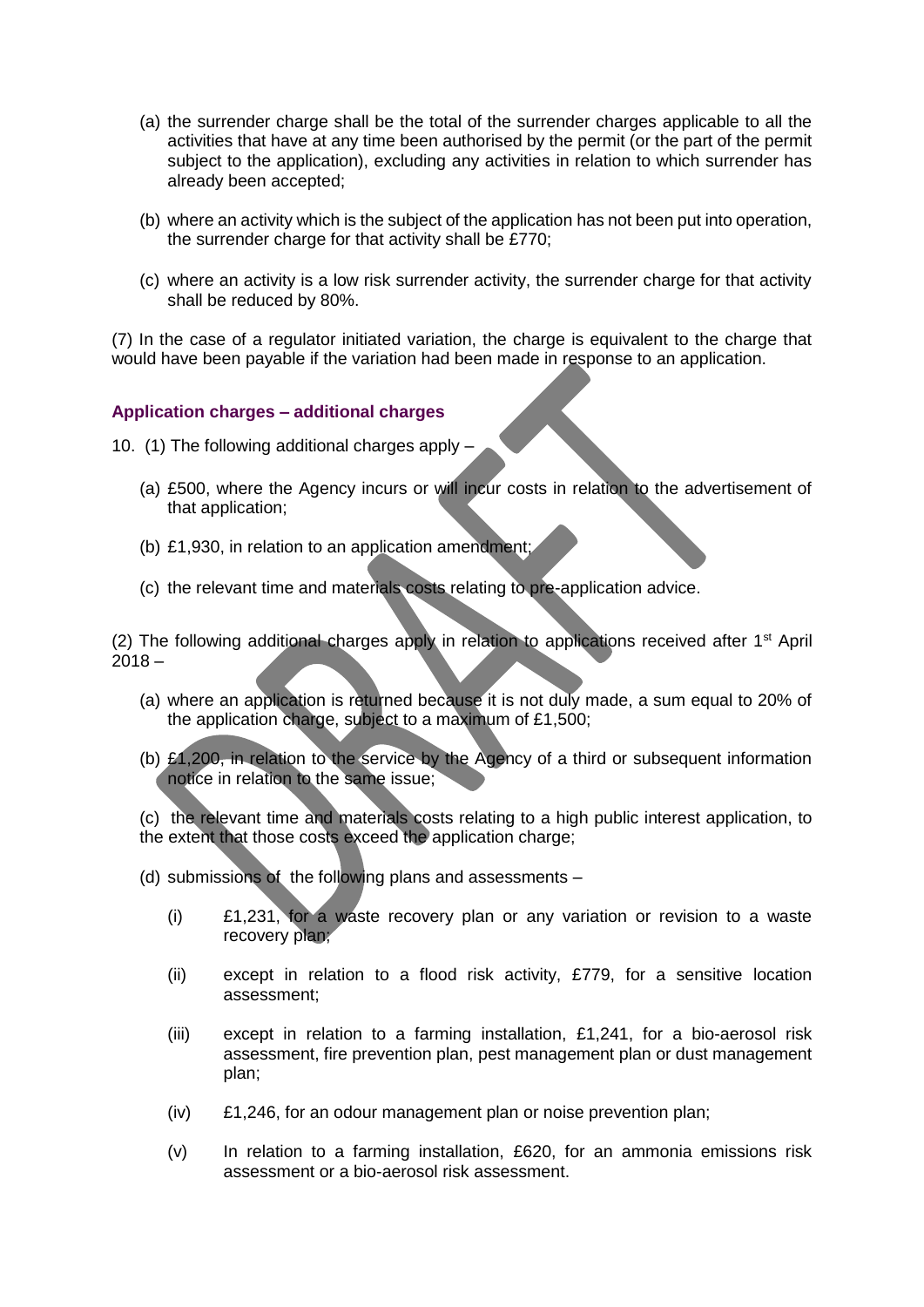(a) the surrender charge shall be the total of the surrender charges applicable to all the activities that have at any time been authorised by the permit (or the part of the permit subject to the application), excluding any activities in relation to which surrender has already been accepted;

(b) where an activity which is the subject of the application has not been put into operation, the surrender charge for that activity shall be £770;

(c) where an activity is a low risk surrender activity, the surrender charge for that activity shall be reduced by 80%.

(7) In the case of a regulator initiated variation, the charge is equivalent to the charge that would have been payable if the variation had been made in response to an application.

**Application charges – additional charges**

10. (1) The following additional charges apply –

(a) £500, where the Agency incurs or will incur costs in relation to the advertisement of that application;

(b) £1,930, in relation to an application amendment;

(c) the relevant time and materials costs relating to pre-application advice.

(2) The following additional charges apply in relation to applications received after 1st April 2018 –

(a) where an application is returned because it is not duly made, a sum equal to 20% of the application charge, subject to a maximum of £1,500;

(b) £1,200, in relation to the service by the Agency of a third or subsequent information notice in relation to the same issue;

(c) the relevant time and materials costs relating to a high public interest application, to the extent that those costs exceed the application charge;

(d) submissions of the following plans and assessments –

(i) £1,231, for a waste recovery plan or any variation or revision to a waste recovery plan;

(ii) except in relation to a flood risk activity, £779, for a sensitive location assessment;

(iii) except in relation to a farming installation, £1,241, for a bio-aerosol risk assessment, fire prevention plan, pest management plan or dust management plan;

(iv) £1,246, for an odour management plan or noise prevention plan;

(v) In relation to a farming installation, £620, for an ammonia emissions risk assessment or a bio-aerosol risk assessment.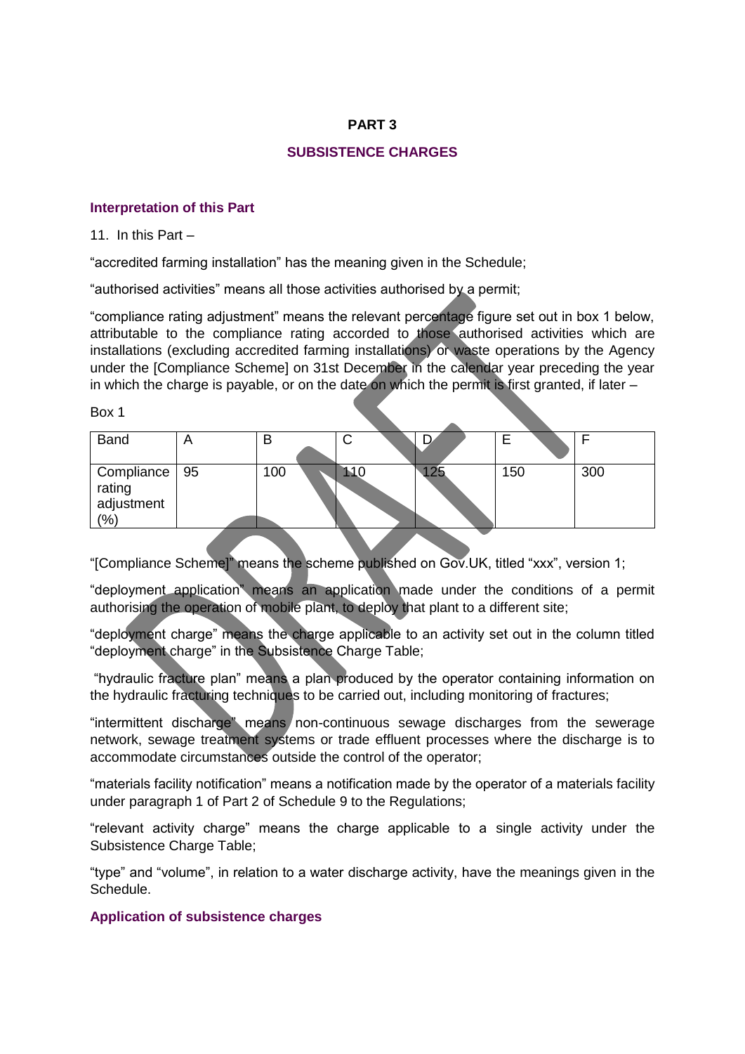**PART 3**

## SUBSISTENCE CHARGES

### Interpretation of this Part

11. In this Part –

"accredited farming installation" has the meaning given in the Schedule;

"authorised activities" means all those activities authorised by a permit;

"compliance rating adjustment" means the relevant percentage figure set out in box 1 below, attributable to the compliance rating accorded to those authorised activities which are installations (excluding accredited farming installations) or waste operations by the Agency under the [Compliance Scheme] on 31st December in the calendar year preceding the year in which the charge is payable, or on the date on which the permit is first granted, if later –

Box 1

| Band | A | B | C | D | E | F |
|---|---|---|---|---|---|---|
| Compliance rating adjustment (%) | 95 | 100 | 110 | 125 | 150 | 300 |

"[Compliance Scheme]" means the scheme published on Gov.UK, titled "xxx", version 1;

"deployment application" means an application made under the conditions of a permit authorising the operation of mobile plant, to deploy that plant to a different site;

"deployment charge" means the charge applicable to an activity set out in the column titled "deployment charge" in the Subsistence Charge Table;

"hydraulic fracture plan" means a plan produced by the operator containing information on the hydraulic fracturing techniques to be carried out, including monitoring of fractures;

"intermittent discharge" means non-continuous sewage discharges from the sewerage network, sewage treatment systems or trade effluent processes where the discharge is to accommodate circumstances outside the control of the operator;

"materials facility notification" means a notification made by the operator of a materials facility under paragraph 1 of Part 2 of Schedule 9 to the Regulations;

"relevant activity charge" means the charge applicable to a single activity under the Subsistence Charge Table;

"type" and "volume", in relation to a water discharge activity, have the meanings given in the Schedule.

### Application of subsistence charges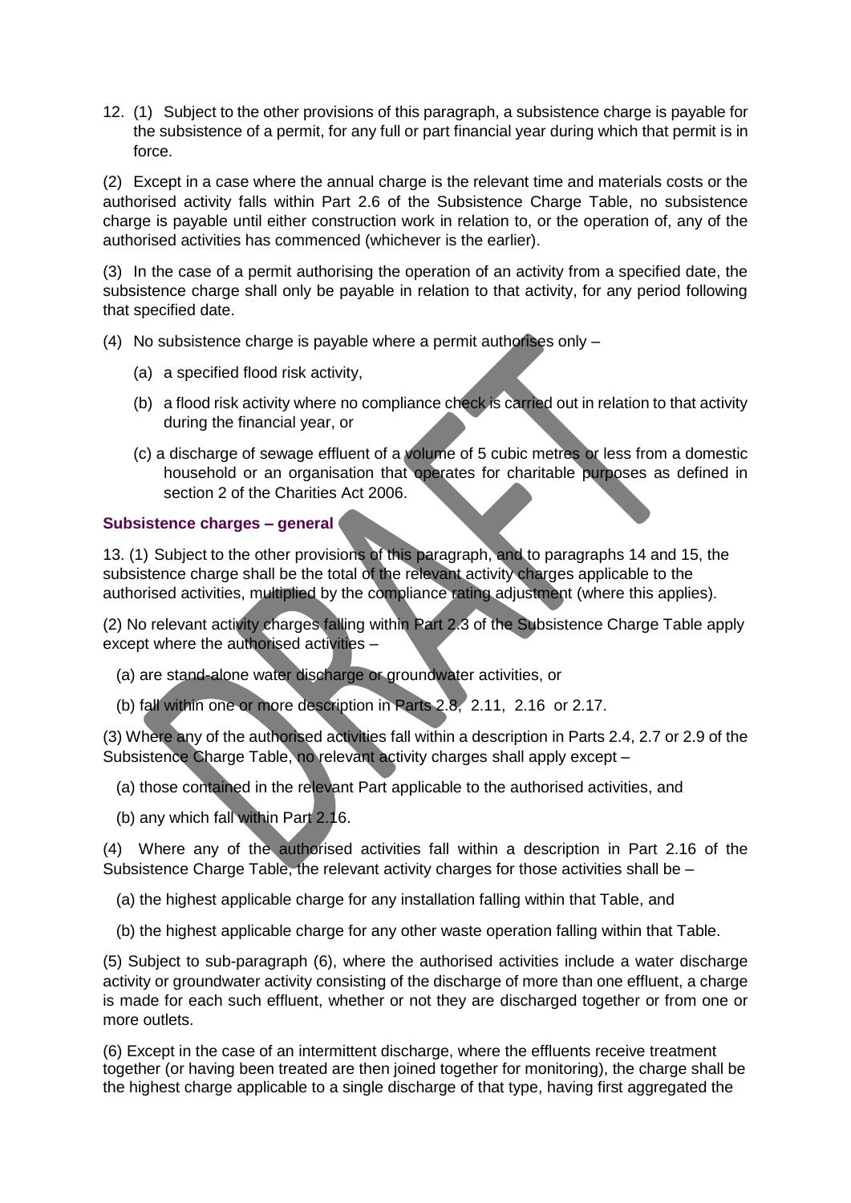12. (1) Subject to the other provisions of this paragraph, a subsistence charge is payable for the subsistence of a permit, for any full or part financial year during which that permit is in force.

(2) Except in a case where the annual charge is the relevant time and materials costs or the authorised activity falls within Part 2.6 of the Subsistence Charge Table, no subsistence charge is payable until either construction work in relation to, or the operation of, any of the authorised activities has commenced (whichever is the earlier).

(3) In the case of a permit authorising the operation of an activity from a specified date, the subsistence charge shall only be payable in relation to that activity, for any period following that specified date.

(4) No subsistence charge is payable where a permit authorises only –

(a) a specified flood risk activity,

(b) a flood risk activity where no compliance check is carried out in relation to that activity during the financial year, or

(c) a discharge of sewage effluent of a volume of 5 cubic metres or less from a domestic household or an organisation that operates for charitable purposes as defined in section 2 of the Charities Act 2006.

### Subsistence charges – general

13. (1) Subject to the other provisions of this paragraph, and to paragraphs 14 and 15, the subsistence charge shall be the total of the relevant activity charges applicable to the authorised activities, multiplied by the compliance rating adjustment (where this applies).

(2) No relevant activity charges falling within Part 2.3 of the Subsistence Charge Table apply except where the authorised activities –

(a) are stand-alone water discharge or groundwater activities, or

(b) fall within one or more description in Parts 2.8, 2.11, 2.16 or 2.17.

(3) Where any of the authorised activities fall within a description in Parts 2.4, 2.7 or 2.9 of the Subsistence Charge Table, no relevant activity charges shall apply except –

(a) those contained in the relevant Part applicable to the authorised activities, and

(b) any which fall within Part 2.16.

(4) Where any of the authorised activities fall within a description in Part 2.16 of the Subsistence Charge Table, the relevant activity charges for those activities shall be –

(a) the highest applicable charge for any installation falling within that Table, and

(b) the highest applicable charge for any other waste operation falling within that Table.

(5) Subject to sub-paragraph (6), where the authorised activities include a water discharge activity or groundwater activity consisting of the discharge of more than one effluent, a charge is made for each such effluent, whether or not they are discharged together or from one or more outlets.

(6) Except in the case of an intermittent discharge, where the effluents receive treatment together (or having been treated are then joined together for monitoring), the charge shall be the highest charge applicable to a single discharge of that type, having first aggregated the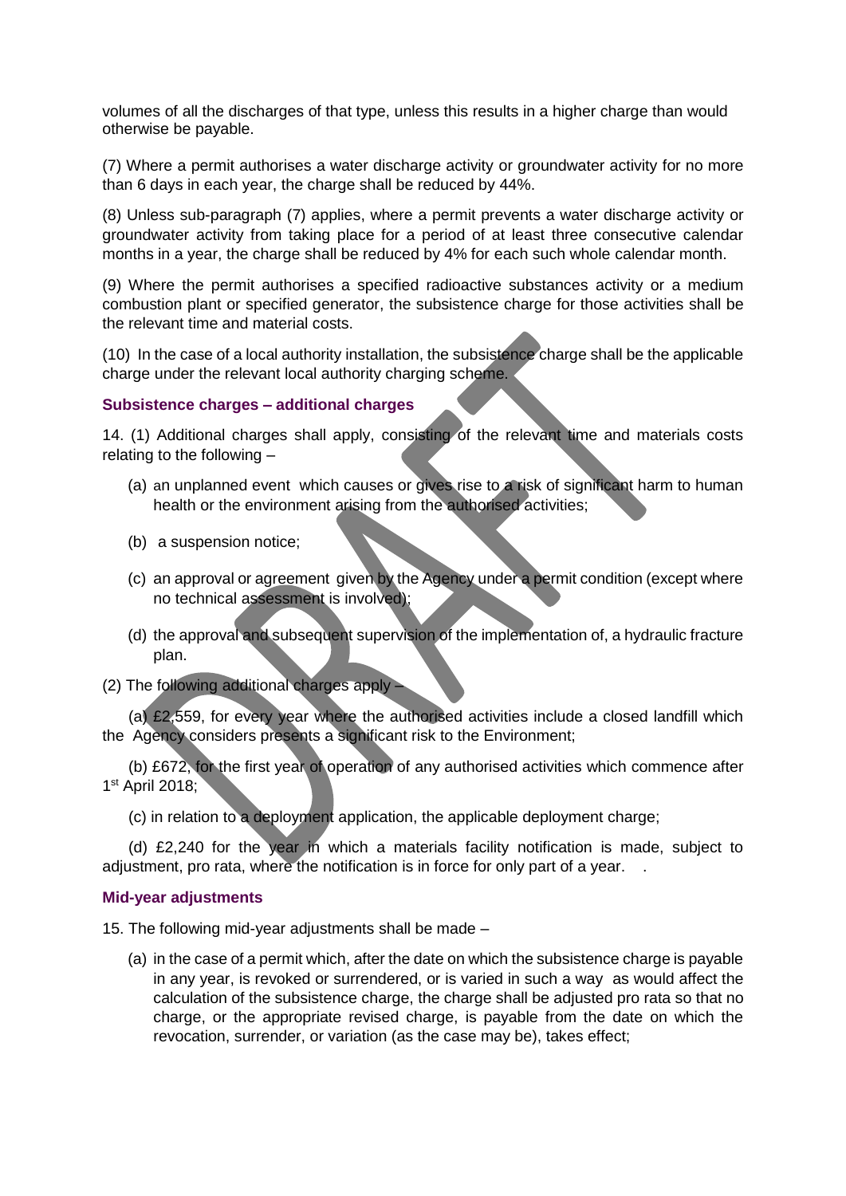volumes of all the discharges of that type, unless this results in a higher charge than would otherwise be payable.

(7) Where a permit authorises a water discharge activity or groundwater activity for no more than 6 days in each year, the charge shall be reduced by 44%.

(8) Unless sub-paragraph (7) applies, where a permit prevents a water discharge activity or groundwater activity from taking place for a period of at least three consecutive calendar months in a year, the charge shall be reduced by 4% for each such whole calendar month.

(9) Where the permit authorises a specified radioactive substances activity or a medium combustion plant or specified generator, the subsistence charge for those activities shall be the relevant time and material costs.

(10) In the case of a local authority installation, the subsistence charge shall be the applicable charge under the relevant local authority charging scheme.

#### Subsistence charges – additional charges

14. (1) Additional charges shall apply, consisting of the relevant time and materials costs relating to the following –

(a) an unplanned event which causes or gives rise to a risk of significant harm to human health or the environment arising from the authorised activities;

(b) a suspension notice;

(c) an approval or agreement given by the Agency under a permit condition (except where no technical assessment is involved);

(d) the approval and subsequent supervision of the implementation of, a hydraulic fracture plan.

(2) The following additional charges apply –

(a) £2,559, for every year where the authorised activities include a closed landfill which the Agency considers presents a significant risk to the Environment;

(b) £672, for the first year of operation of any authorised activities which commence after 1st April 2018;

(c) in relation to a deployment application, the applicable deployment charge;

(d) £2,240 for the year in which a materials facility notification is made, subject to adjustment, pro rata, where the notification is in force for only part of a year.

#### Mid-year adjustments

15. The following mid-year adjustments shall be made –

(a) in the case of a permit which, after the date on which the subsistence charge is payable in any year, is revoked or surrendered, or is varied in such a way as would affect the calculation of the subsistence charge, the charge shall be adjusted pro rata so that no charge, or the appropriate revised charge, is payable from the date on which the revocation, surrender, or variation (as the case may be), takes effect;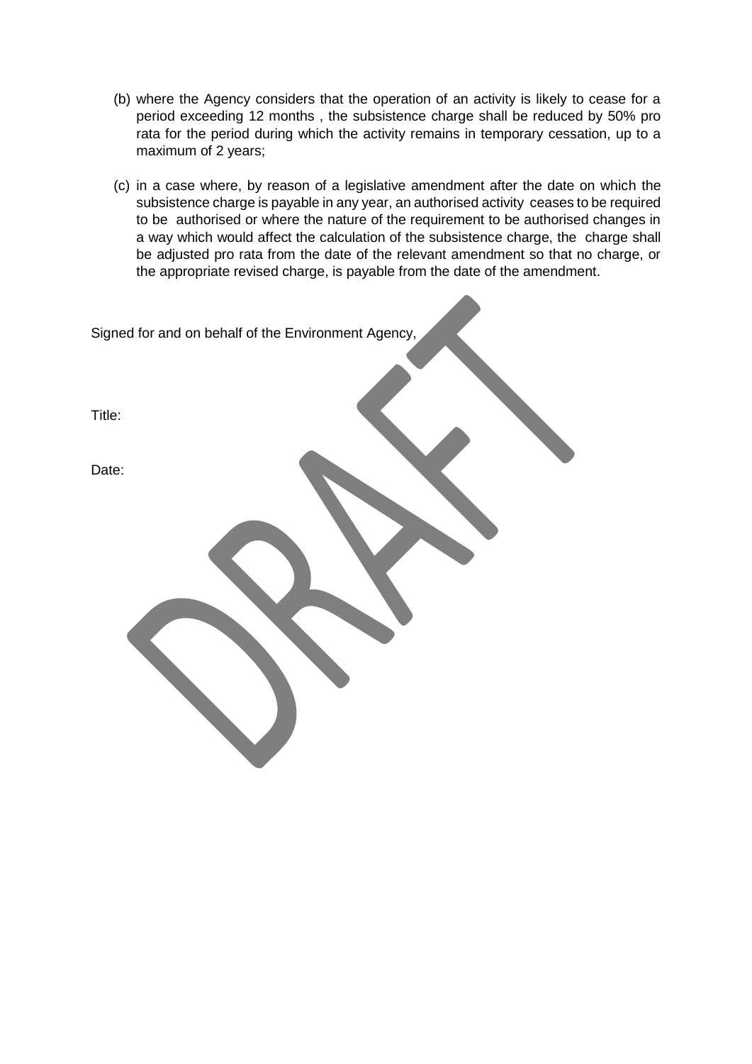(b) where the Agency considers that the operation of an activity is likely to cease for a period exceeding 12 months , the subsistence charge shall be reduced by 50% pro rata for the period during which the activity remains in temporary cessation, up to a maximum of 2 years;

(c) in a case where, by reason of a legislative amendment after the date on which the subsistence charge is payable in any year, an authorised activity ceases to be required to be authorised or where the nature of the requirement to be authorised changes in a way which would affect the calculation of the subsistence charge, the charge shall be adjusted pro rata from the date of the relevant amendment so that no charge, or the appropriate revised charge, is payable from the date of the amendment.

Signed for and on behalf of the Environment Agency,

Title:

Date:

DRAFT